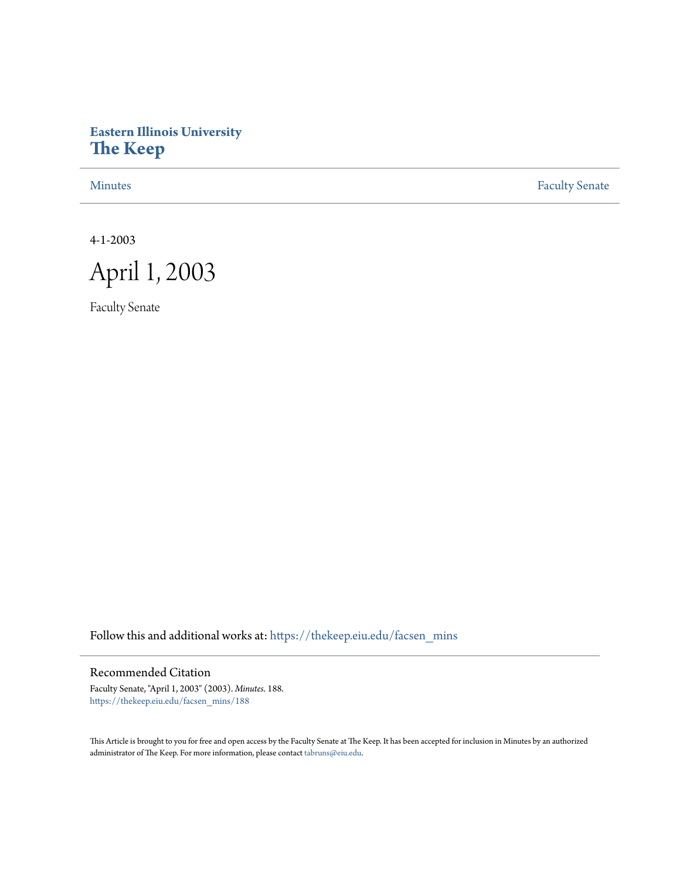Eastern Illinois University
# The Keep

Minutes | Faculty Senate

4-1-2003

# April 1, 2003

Faculty Senate

Follow this and additional works at: https://thekeep.eiu.edu/facsen_mins

## Recommended Citation

Faculty Senate, "April 1, 2003" (2003). *Minutes*. 188.
https://thekeep.eiu.edu/facsen_mins/188

This Article is brought to you for free and open access by the Faculty Senate at The Keep. It has been accepted for inclusion in Minutes by an authorized administrator of The Keep. For more information, please contact tabruns@eiu.edu.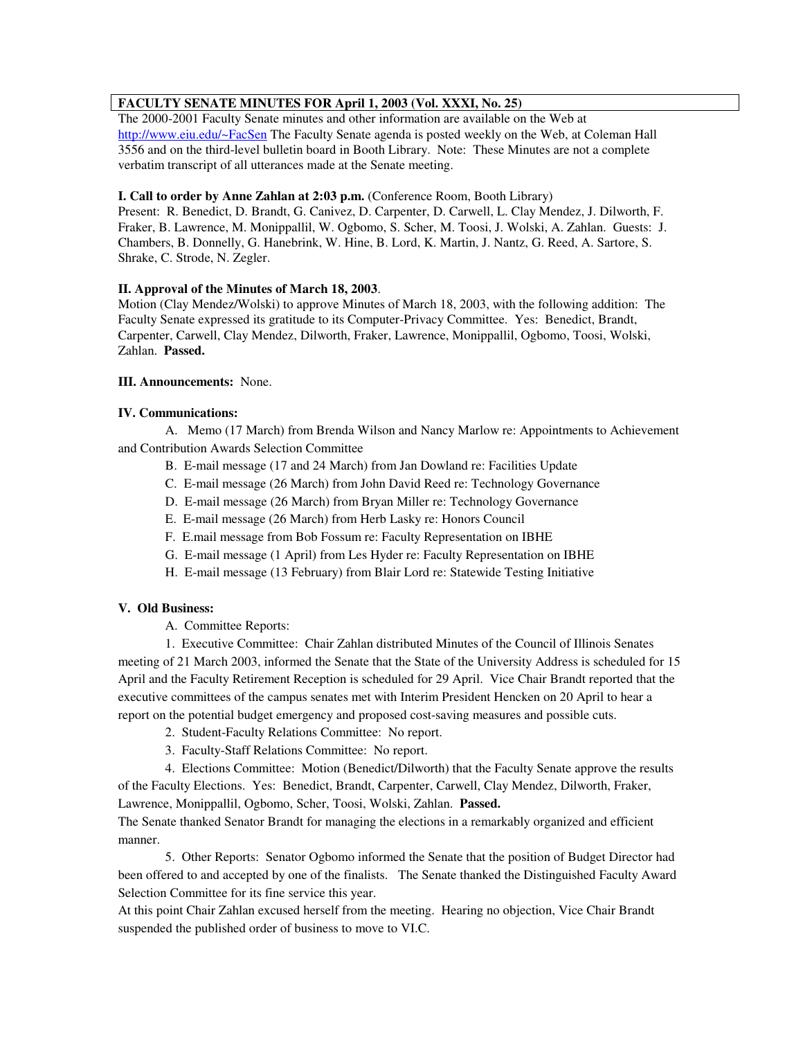**FACULTY SENATE MINUTES FOR April 1, 2003 (Vol. XXXI, No. 25)**

The 2000-2001 Faculty Senate minutes and other information are available on the Web at http://www.eiu.edu/~FacSen The Faculty Senate agenda is posted weekly on the Web, at Coleman Hall 3556 and on the third-level bulletin board in Booth Library. Note: These Minutes are not a complete verbatim transcript of all utterances made at the Senate meeting.

**I. Call to order by Anne Zahlan at 2:03 p.m.** (Conference Room, Booth Library)

Present: R. Benedict, D. Brandt, G. Canivez, D. Carpenter, D. Carwell, L. Clay Mendez, J. Dilworth, F. Fraker, B. Lawrence, M. Monippallil, W. Ogbomo, S. Scher, M. Toosi, J. Wolski, A. Zahlan. Guests: J. Chambers, B. Donnelly, G. Hanebrink, W. Hine, B. Lord, K. Martin, J. Nantz, G. Reed, A. Sartore, S. Shrake, C. Strode, N. Zegler.

**II. Approval of the Minutes of March 18, 2003**.

Motion (Clay Mendez/Wolski) to approve Minutes of March 18, 2003, with the following addition: The Faculty Senate expressed its gratitude to its Computer-Privacy Committee. Yes: Benedict, Brandt, Carpenter, Carwell, Clay Mendez, Dilworth, Fraker, Lawrence, Monippallil, Ogbomo, Toosi, Wolski, Zahlan. **Passed.**

**III. Announcements:** None.

**IV. Communications:**

A. Memo (17 March) from Brenda Wilson and Nancy Marlow re: Appointments to Achievement and Contribution Awards Selection Committee

B. E-mail message (17 and 24 March) from Jan Dowland re: Facilities Update

C. E-mail message (26 March) from John David Reed re: Technology Governance

D. E-mail message (26 March) from Bryan Miller re: Technology Governance

E. E-mail message (26 March) from Herb Lasky re: Honors Council

F. E.mail message from Bob Fossum re: Faculty Representation on IBHE

G. E-mail message (1 April) from Les Hyder re: Faculty Representation on IBHE

H. E-mail message (13 February) from Blair Lord re: Statewide Testing Initiative

**V. Old Business:**

A. Committee Reports:

1. Executive Committee: Chair Zahlan distributed Minutes of the Council of Illinois Senates meeting of 21 March 2003, informed the Senate that the State of the University Address is scheduled for 15 April and the Faculty Retirement Reception is scheduled for 29 April. Vice Chair Brandt reported that the executive committees of the campus senates met with Interim President Hencken on 20 April to hear a report on the potential budget emergency and proposed cost-saving measures and possible cuts.

2. Student-Faculty Relations Committee: No report.

3. Faculty-Staff Relations Committee: No report.

4. Elections Committee: Motion (Benedict/Dilworth) that the Faculty Senate approve the results of the Faculty Elections. Yes: Benedict, Brandt, Carpenter, Carwell, Clay Mendez, Dilworth, Fraker, Lawrence, Monippallil, Ogbomo, Scher, Toosi, Wolski, Zahlan. **Passed.**

The Senate thanked Senator Brandt for managing the elections in a remarkably organized and efficient manner.

5. Other Reports: Senator Ogbomo informed the Senate that the position of Budget Director had been offered to and accepted by one of the finalists. The Senate thanked the Distinguished Faculty Award Selection Committee for its fine service this year.

At this point Chair Zahlan excused herself from the meeting. Hearing no objection, Vice Chair Brandt suspended the published order of business to move to VI.C.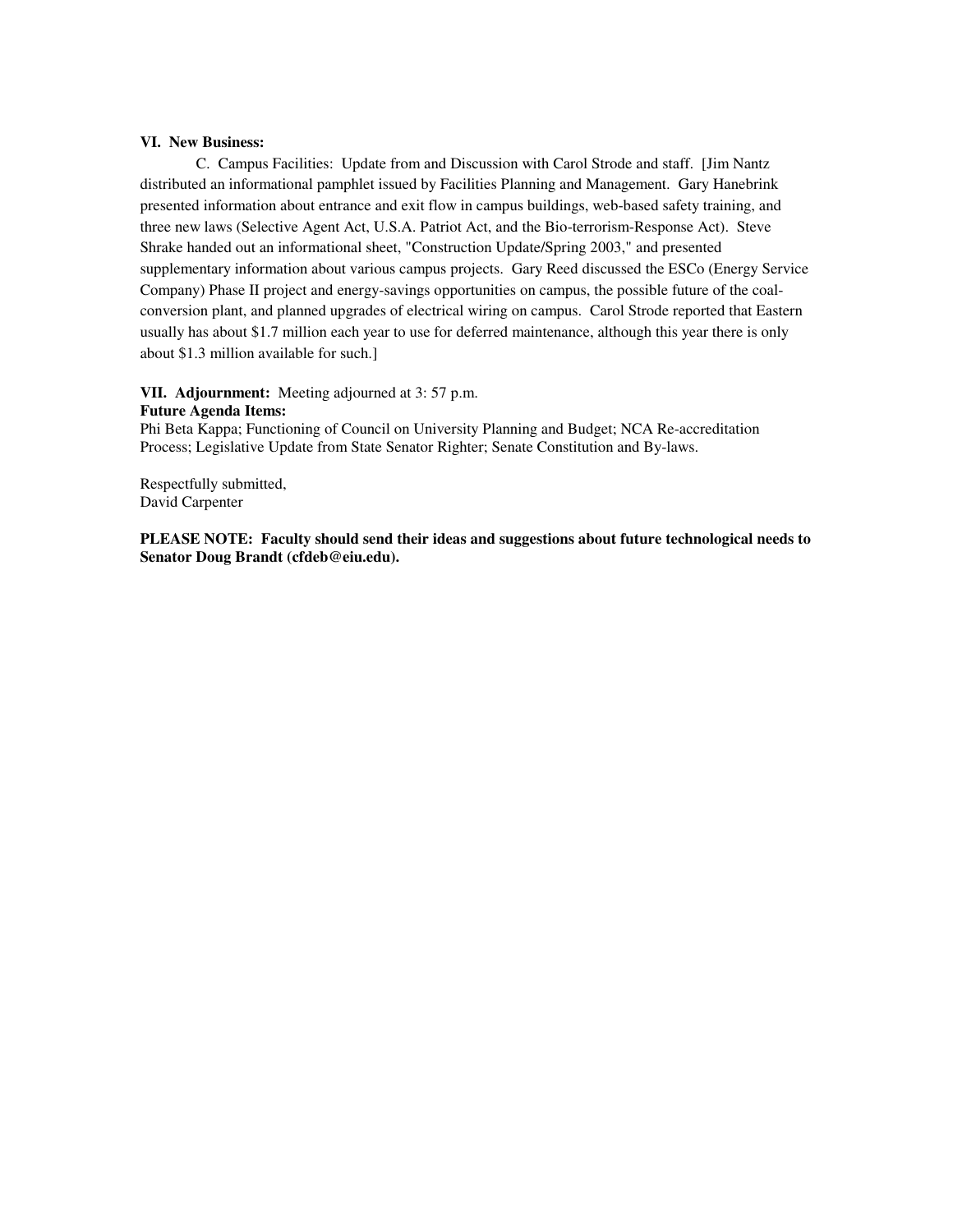**VI. New Business:**

C. Campus Facilities: Update from and Discussion with Carol Strode and staff. [Jim Nantz distributed an informational pamphlet issued by Facilities Planning and Management. Gary Hanebrink presented information about entrance and exit flow in campus buildings, web-based safety training, and three new laws (Selective Agent Act, U.S.A. Patriot Act, and the Bio-terrorism-Response Act). Steve Shrake handed out an informational sheet, "Construction Update/Spring 2003," and presented supplementary information about various campus projects. Gary Reed discussed the ESCo (Energy Service Company) Phase II project and energy-savings opportunities on campus, the possible future of the coal-conversion plant, and planned upgrades of electrical wiring on campus. Carol Strode reported that Eastern usually has about $1.7 million each year to use for deferred maintenance, although this year there is only about $1.3 million available for such.]

**VII. Adjournment:** Meeting adjourned at 3: 57 p.m.

**Future Agenda Items:**

Phi Beta Kappa; Functioning of Council on University Planning and Budget; NCA Re-accreditation Process; Legislative Update from State Senator Righter; Senate Constitution and By-laws.

Respectfully submitted,
David Carpenter

**PLEASE NOTE: Faculty should send their ideas and suggestions about future technological needs to Senator Doug Brandt (cfdeb@eiu.edu).**